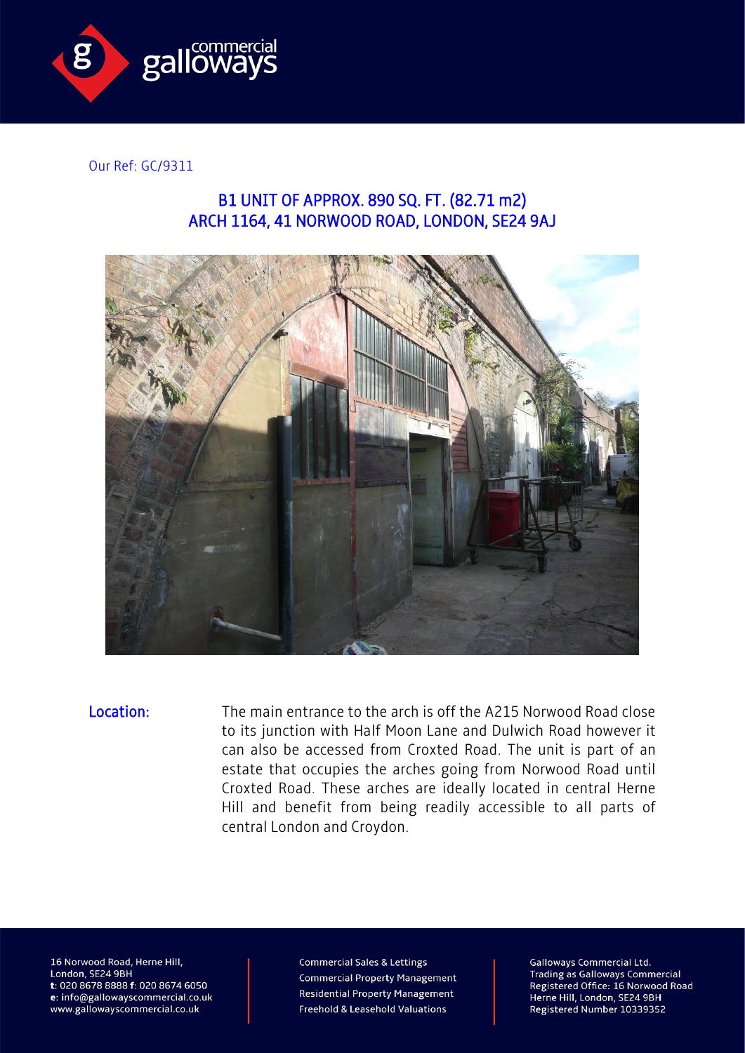Our Ref: GC/9311

## B1 UNIT OF APPROX. 890 SQ. FT. (82.71 m2)
## ARCH 1164, 41 NORWOOD ROAD, LONDON, SE24 9AJ

**Location:** The main entrance to the arch is off the A215 Norwood Road close to its junction with Half Moon Lane and Dulwich Road however it can also be accessed from Croxted Road. The unit is part of an estate that occupies the arches going from Norwood Road until Croxted Road. These arches are ideally located in central Herne Hill and benefit from being readily accessible to all parts of central London and Croydon.

16 Norwood Road, Herne Hill,
London, SE24 9BH
**t:** 020 8678 8888 **f:** 020 8674 6050
**e:** info@gallowayscommercial.co.uk
www.gallowayscommercial.co.uk

Commercial Sales & Lettings
Commercial Property Management
Residential Property Management
Freehold & Leasehold Valuations

Galloways Commercial Ltd.
Trading as Galloways Commercial
Registered Office: 16 Norwood Road
Herne Hill, London, SE24 9BH
Registered Number 10339352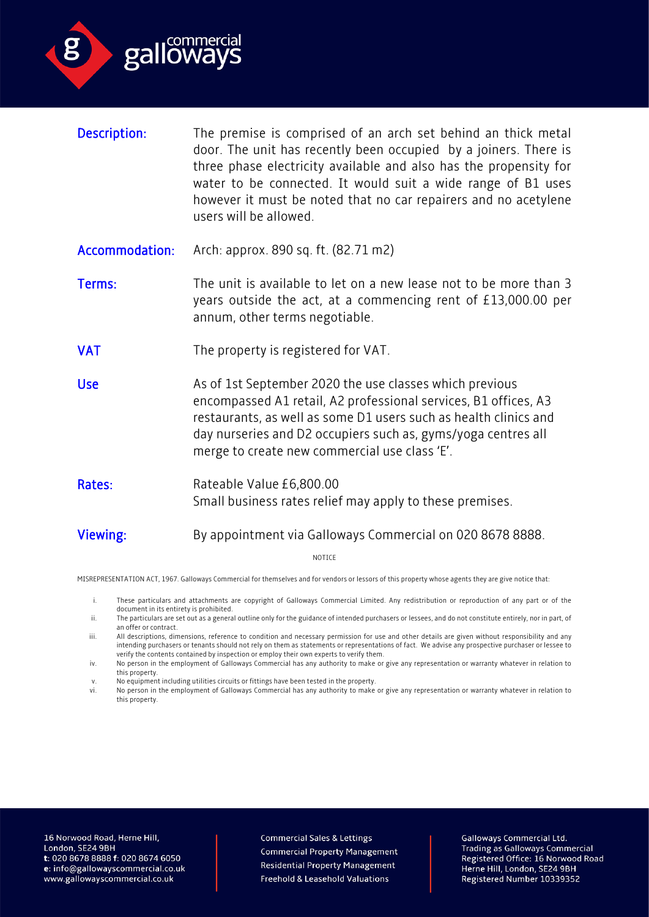**Description:** The premise is comprised of an arch set behind an thick metal door. The unit has recently been occupied by a joiners. There is three phase electricity available and also has the propensity for water to be connected. It would suit a wide range of B1 uses however it must be noted that no car repairers and no acetylene users will be allowed.

**Accommodation:** Arch: approx. 890 sq. ft. (82.71 m2)

**Terms:** The unit is available to let on a new lease not to be more than 3 years outside the act, at a commencing rent of £13,000.00 per annum, other terms negotiable.

**VAT** The property is registered for VAT.

**Use** As of 1st September 2020 the use classes which previous encompassed A1 retail, A2 professional services, B1 offices, A3 restaurants, as well as some D1 users such as health clinics and day nurseries and D2 occupiers such as, gyms/yoga centres all merge to create new commercial use class 'E'.

**Rates:** Rateable Value £6,800.00
Small business rates relief may apply to these premises.

**Viewing:** By appointment via Galloways Commercial on 020 8678 8888.

NOTICE

MISREPRESENTATION ACT, 1967. Galloways Commercial for themselves and for vendors or lessors of this property whose agents they are give notice that:

i. These particulars and attachments are copyright of Galloways Commercial Limited. Any redistribution or reproduction of any part or of the document in its entirety is prohibited.
ii. The particulars are set out as a general outline only for the guidance of intended purchasers or lessees, and do not constitute entirely, nor in part, of an offer or contract.
iii. All descriptions, dimensions, reference to condition and necessary permission for use and other details are given without responsibility and any intending purchasers or tenants should not rely on them as statements or representations of fact. We advise any prospective purchaser or lessee to verify the contents contained by inspection or employ their own experts to verify them.
iv. No person in the employment of Galloways Commercial has any authority to make or give any representation or warranty whatever in relation to this property.
v. No equipment including utilities circuits or fittings have been tested in the property.
vi. No person in the employment of Galloways Commercial has any authority to make or give any representation or warranty whatever in relation to this property.